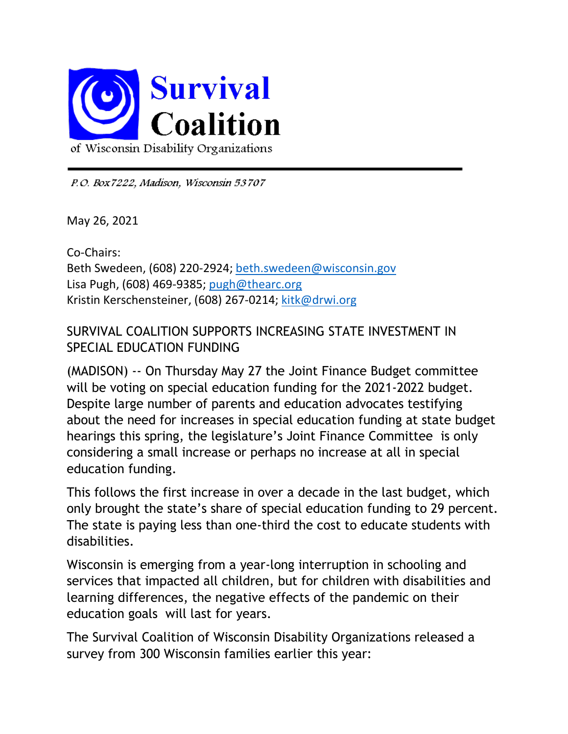# Survival Coalition

of Wisconsin Disability Organizations

*P.O. Box 7222, Madison, Wisconsin 53707*

May 26, 2021

Co-Chairs:
Beth Swedeen, (608) 220-2924; beth.swedeen@wisconsin.gov
Lisa Pugh, (608) 469-9385; pugh@thearc.org
Kristin Kerschensteiner, (608) 267-0214; kitk@drwi.org

## SURVIVAL COALITION SUPPORTS INCREASING STATE INVESTMENT IN SPECIAL EDUCATION FUNDING

(MADISON) -- On Thursday May 27 the Joint Finance Budget committee will be voting on special education funding for the 2021-2022 budget. Despite large number of parents and education advocates testifying about the need for increases in special education funding at state budget hearings this spring, the legislature's Joint Finance Committee is only considering a small increase or perhaps no increase at all in special education funding.

This follows the first increase in over a decade in the last budget, which only brought the state's share of special education funding to 29 percent. The state is paying less than one-third the cost to educate students with disabilities.

Wisconsin is emerging from a year-long interruption in schooling and services that impacted all children, but for children with disabilities and learning differences, the negative effects of the pandemic on their education goals will last for years.

The Survival Coalition of Wisconsin Disability Organizations released a survey from 300 Wisconsin families earlier this year: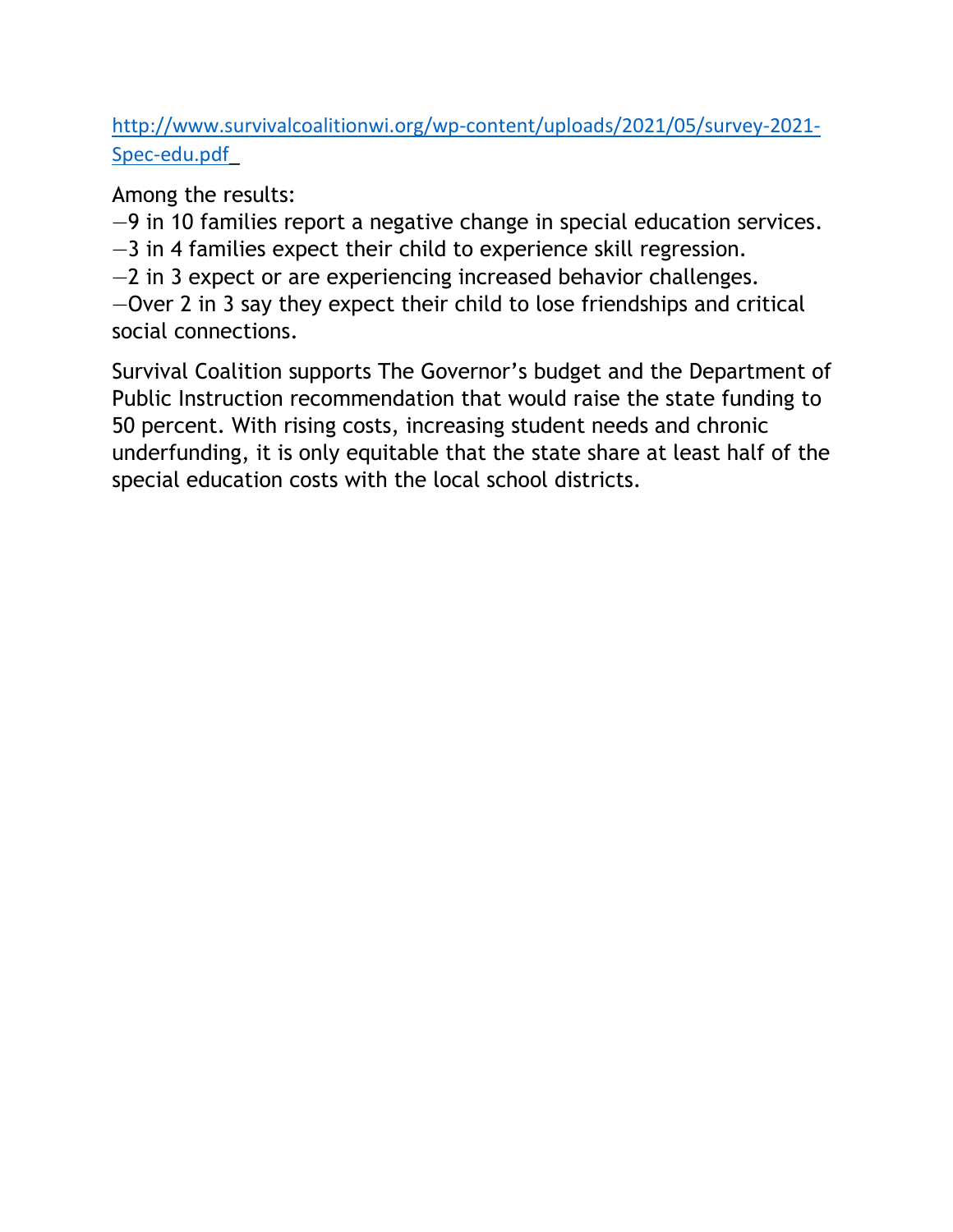http://www.survivalcoalitionwi.org/wp-content/uploads/2021/05/survey-2021-Spec-edu.pdf

Among the results:
—9 in 10 families report a negative change in special education services.
—3 in 4 families expect their child to experience skill regression.
—2 in 3 expect or are experiencing increased behavior challenges.
—Over 2 in 3 say they expect their child to lose friendships and critical social connections.

Survival Coalition supports The Governor's budget and the Department of Public Instruction recommendation that would raise the state funding to 50 percent. With rising costs, increasing student needs and chronic underfunding, it is only equitable that the state share at least half of the special education costs with the local school districts.